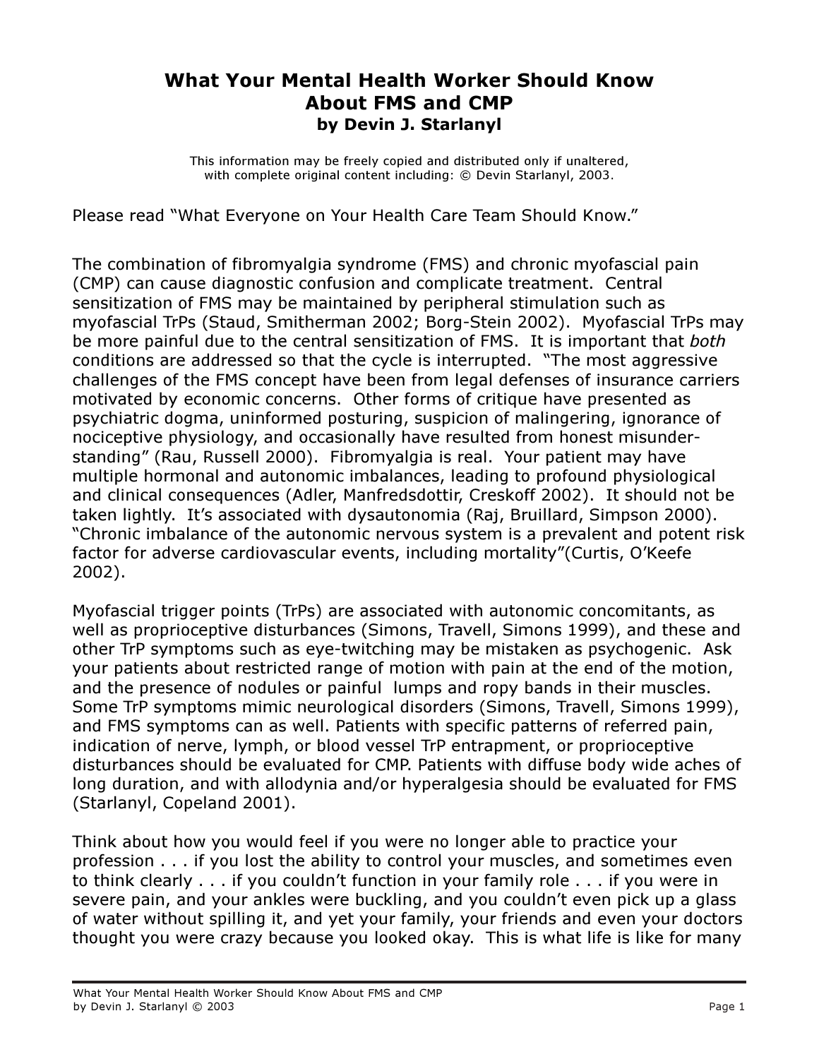# What Your Mental Health Worker Should Know About FMS and CMP

**by Devin J. Starlanyl**

This information may be freely copied and distributed only if unaltered, with complete original content including: © Devin Starlanyl, 2003.

Please read "What Everyone on Your Health Care Team Should Know."

The combination of fibromyalgia syndrome (FMS) and chronic myofascial pain (CMP) can cause diagnostic confusion and complicate treatment. Central sensitization of FMS may be maintained by peripheral stimulation such as myofascial TrPs (Staud, Smitherman 2002; Borg-Stein 2002). Myofascial TrPs may be more painful due to the central sensitization of FMS. It is important that *both* conditions are addressed so that the cycle is interrupted. "The most aggressive challenges of the FMS concept have been from legal defenses of insurance carriers motivated by economic concerns. Other forms of critique have presented as psychiatric dogma, uninformed posturing, suspicion of malingering, ignorance of nociceptive physiology, and occasionally have resulted from honest misunderstanding" (Rau, Russell 2000). Fibromyalgia is real. Your patient may have multiple hormonal and autonomic imbalances, leading to profound physiological and clinical consequences (Adler, Manfredsdottir, Creskoff 2002). It should not be taken lightly. It's associated with dysautonomia (Raj, Bruillard, Simpson 2000). "Chronic imbalance of the autonomic nervous system is a prevalent and potent risk factor for adverse cardiovascular events, including mortality"(Curtis, O'Keefe 2002).

Myofascial trigger points (TrPs) are associated with autonomic concomitants, as well as proprioceptive disturbances (Simons, Travell, Simons 1999), and these and other TrP symptoms such as eye-twitching may be mistaken as psychogenic. Ask your patients about restricted range of motion with pain at the end of the motion, and the presence of nodules or painful lumps and ropy bands in their muscles. Some TrP symptoms mimic neurological disorders (Simons, Travell, Simons 1999), and FMS symptoms can as well. Patients with specific patterns of referred pain, indication of nerve, lymph, or blood vessel TrP entrapment, or proprioceptive disturbances should be evaluated for CMP. Patients with diffuse body wide aches of long duration, and with allodynia and/or hyperalgesia should be evaluated for FMS (Starlanyl, Copeland 2001).

Think about how you would feel if you were no longer able to practice your profession . . . if you lost the ability to control your muscles, and sometimes even to think clearly . . . if you couldn't function in your family role . . . if you were in severe pain, and your ankles were buckling, and you couldn't even pick up a glass of water without spilling it, and yet your family, your friends and even your doctors thought you were crazy because you looked okay. This is what life is like for many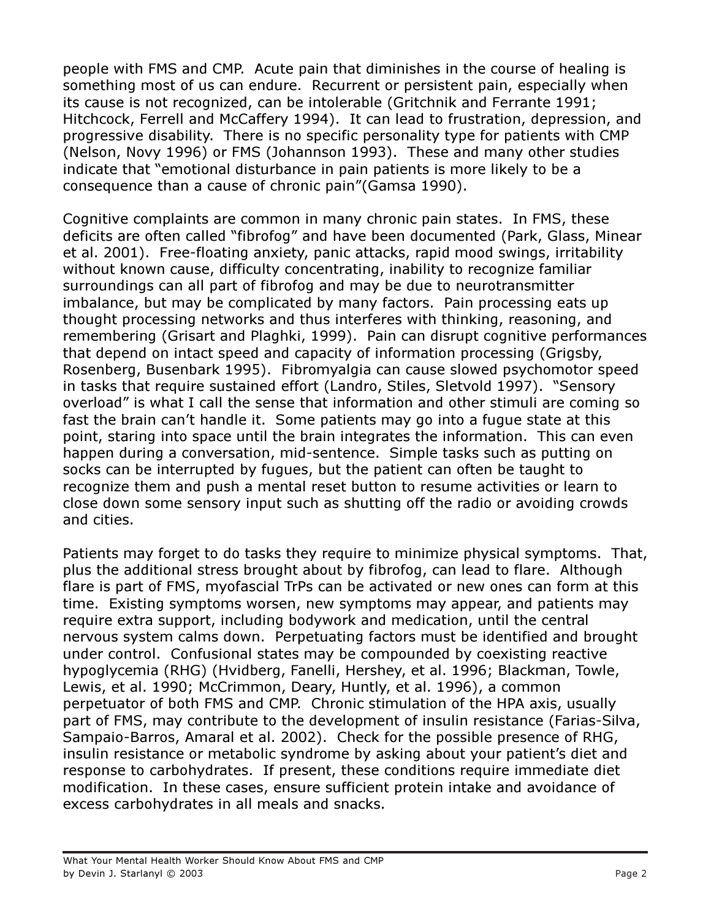people with FMS and CMP. Acute pain that diminishes in the course of healing is something most of us can endure. Recurrent or persistent pain, especially when its cause is not recognized, can be intolerable (Gritchnik and Ferrante 1991; Hitchcock, Ferrell and McCaffery 1994). It can lead to frustration, depression, and progressive disability. There is no specific personality type for patients with CMP (Nelson, Novy 1996) or FMS (Johannson 1993). These and many other studies indicate that "emotional disturbance in pain patients is more likely to be a consequence than a cause of chronic pain"(Gamsa 1990).

Cognitive complaints are common in many chronic pain states. In FMS, these deficits are often called "fibrofog" and have been documented (Park, Glass, Minear et al. 2001). Free-floating anxiety, panic attacks, rapid mood swings, irritability without known cause, difficulty concentrating, inability to recognize familiar surroundings can all part of fibrofog and may be due to neurotransmitter imbalance, but may be complicated by many factors. Pain processing eats up thought processing networks and thus interferes with thinking, reasoning, and remembering (Grisart and Plaghki, 1999). Pain can disrupt cognitive performances that depend on intact speed and capacity of information processing (Grigsby, Rosenberg, Busenbark 1995). Fibromyalgia can cause slowed psychomotor speed in tasks that require sustained effort (Landro, Stiles, Sletvold 1997). "Sensory overload" is what I call the sense that information and other stimuli are coming so fast the brain can't handle it. Some patients may go into a fugue state at this point, staring into space until the brain integrates the information. This can even happen during a conversation, mid-sentence. Simple tasks such as putting on socks can be interrupted by fugues, but the patient can often be taught to recognize them and push a mental reset button to resume activities or learn to close down some sensory input such as shutting off the radio or avoiding crowds and cities.

Patients may forget to do tasks they require to minimize physical symptoms. That, plus the additional stress brought about by fibrofog, can lead to flare. Although flare is part of FMS, myofascial TrPs can be activated or new ones can form at this time. Existing symptoms worsen, new symptoms may appear, and patients may require extra support, including bodywork and medication, until the central nervous system calms down. Perpetuating factors must be identified and brought under control. Confusional states may be compounded by coexisting reactive hypoglycemia (RHG) (Hvidberg, Fanelli, Hershey, et al. 1996; Blackman, Towle, Lewis, et al. 1990; McCrimmon, Deary, Huntly, et al. 1996), a common perpetuator of both FMS and CMP. Chronic stimulation of the HPA axis, usually part of FMS, may contribute to the development of insulin resistance (Farias-Silva, Sampaio-Barros, Amaral et al. 2002). Check for the possible presence of RHG, insulin resistance or metabolic syndrome by asking about your patient's diet and response to carbohydrates. If present, these conditions require immediate diet modification. In these cases, ensure sufficient protein intake and avoidance of excess carbohydrates in all meals and snacks.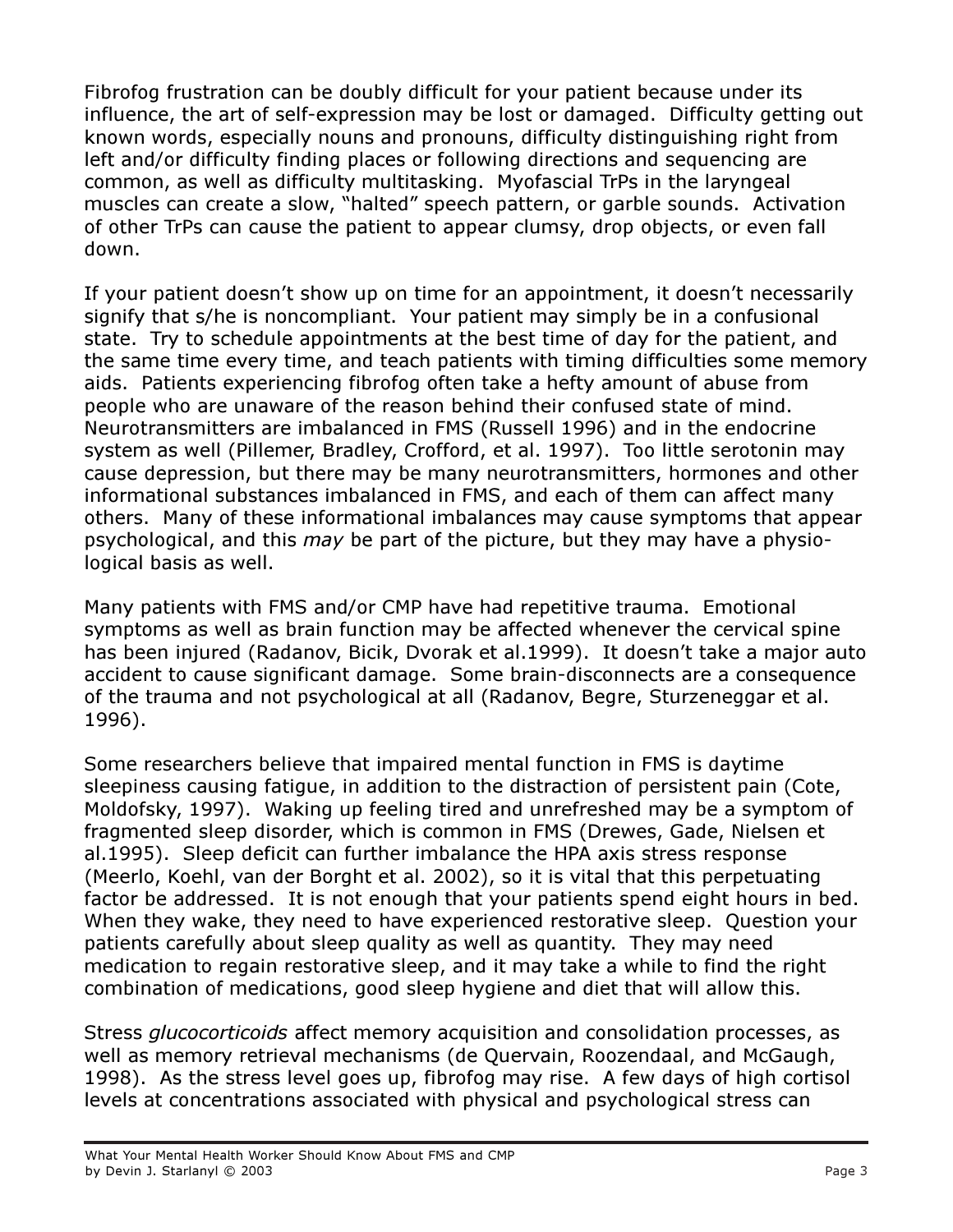Fibrofog frustration can be doubly difficult for your patient because under its influence, the art of self-expression may be lost or damaged. Difficulty getting out known words, especially nouns and pronouns, difficulty distinguishing right from left and/or difficulty finding places or following directions and sequencing are common, as well as difficulty multitasking. Myofascial TrPs in the laryngeal muscles can create a slow, "halted" speech pattern, or garble sounds. Activation of other TrPs can cause the patient to appear clumsy, drop objects, or even fall down.

If your patient doesn't show up on time for an appointment, it doesn't necessarily signify that s/he is noncompliant. Your patient may simply be in a confusional state. Try to schedule appointments at the best time of day for the patient, and the same time every time, and teach patients with timing difficulties some memory aids. Patients experiencing fibrofog often take a hefty amount of abuse from people who are unaware of the reason behind their confused state of mind. Neurotransmitters are imbalanced in FMS (Russell 1996) and in the endocrine system as well (Pillemer, Bradley, Crofford, et al. 1997). Too little serotonin may cause depression, but there may be many neurotransmitters, hormones and other informational substances imbalanced in FMS, and each of them can affect many others. Many of these informational imbalances may cause symptoms that appear psychological, and this *may* be part of the picture, but they may have a physiological basis as well.

Many patients with FMS and/or CMP have had repetitive trauma. Emotional symptoms as well as brain function may be affected whenever the cervical spine has been injured (Radanov, Bicik, Dvorak et al.1999). It doesn't take a major auto accident to cause significant damage. Some brain-disconnects are a consequence of the trauma and not psychological at all (Radanov, Begre, Sturzeneggar et al. 1996).

Some researchers believe that impaired mental function in FMS is daytime sleepiness causing fatigue, in addition to the distraction of persistent pain (Cote, Moldofsky, 1997). Waking up feeling tired and unrefreshed may be a symptom of fragmented sleep disorder, which is common in FMS (Drewes, Gade, Nielsen et al.1995). Sleep deficit can further imbalance the HPA axis stress response (Meerlo, Koehl, van der Borght et al. 2002), so it is vital that this perpetuating factor be addressed. It is not enough that your patients spend eight hours in bed. When they wake, they need to have experienced restorative sleep. Question your patients carefully about sleep quality as well as quantity. They may need medication to regain restorative sleep, and it may take a while to find the right combination of medications, good sleep hygiene and diet that will allow this.

Stress *glucocorticoids* affect memory acquisition and consolidation processes, as well as memory retrieval mechanisms (de Quervain, Roozendaal, and McGaugh, 1998). As the stress level goes up, fibrofog may rise. A few days of high cortisol levels at concentrations associated with physical and psychological stress can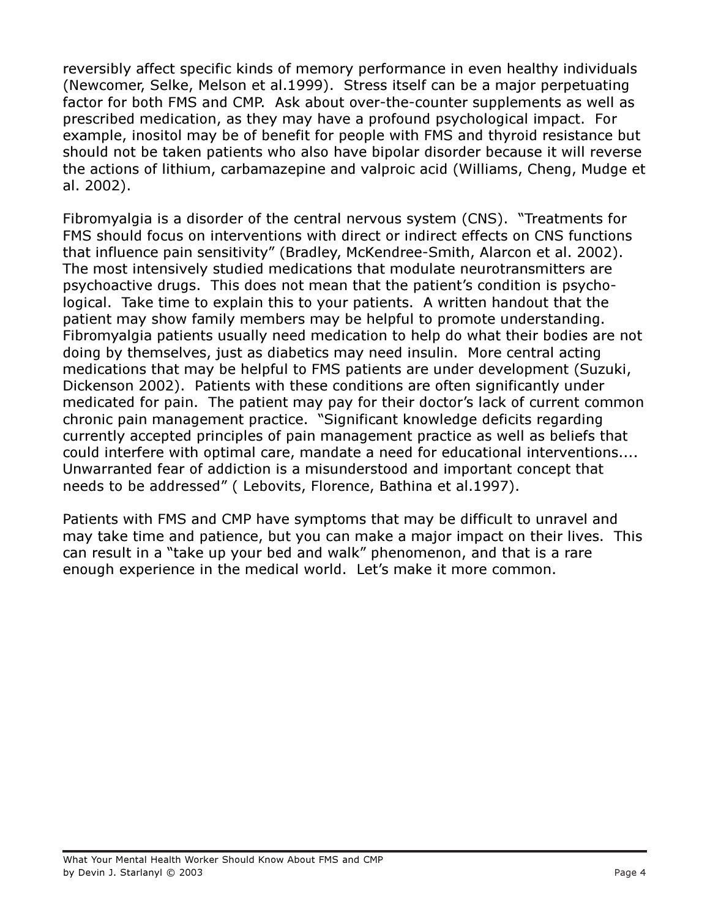reversibly affect specific kinds of memory performance in even healthy individuals (Newcomer, Selke, Melson et al.1999). Stress itself can be a major perpetuating factor for both FMS and CMP. Ask about over-the-counter supplements as well as prescribed medication, as they may have a profound psychological impact. For example, inositol may be of benefit for people with FMS and thyroid resistance but should not be taken patients who also have bipolar disorder because it will reverse the actions of lithium, carbamazepine and valproic acid (Williams, Cheng, Mudge et al. 2002).

Fibromyalgia is a disorder of the central nervous system (CNS). "Treatments for FMS should focus on interventions with direct or indirect effects on CNS functions that influence pain sensitivity" (Bradley, McKendree-Smith, Alarcon et al. 2002). The most intensively studied medications that modulate neurotransmitters are psychoactive drugs. This does not mean that the patient's condition is psychological. Take time to explain this to your patients. A written handout that the patient may show family members may be helpful to promote understanding. Fibromyalgia patients usually need medication to help do what their bodies are not doing by themselves, just as diabetics may need insulin. More central acting medications that may be helpful to FMS patients are under development (Suzuki, Dickenson 2002). Patients with these conditions are often significantly under medicated for pain. The patient may pay for their doctor's lack of current common chronic pain management practice. "Significant knowledge deficits regarding currently accepted principles of pain management practice as well as beliefs that could interfere with optimal care, mandate a need for educational interventions.... Unwarranted fear of addiction is a misunderstood and important concept that needs to be addressed" ( Lebovits, Florence, Bathina et al.1997).

Patients with FMS and CMP have symptoms that may be difficult to unravel and may take time and patience, but you can make a major impact on their lives. This can result in a "take up your bed and walk" phenomenon, and that is a rare enough experience in the medical world. Let's make it more common.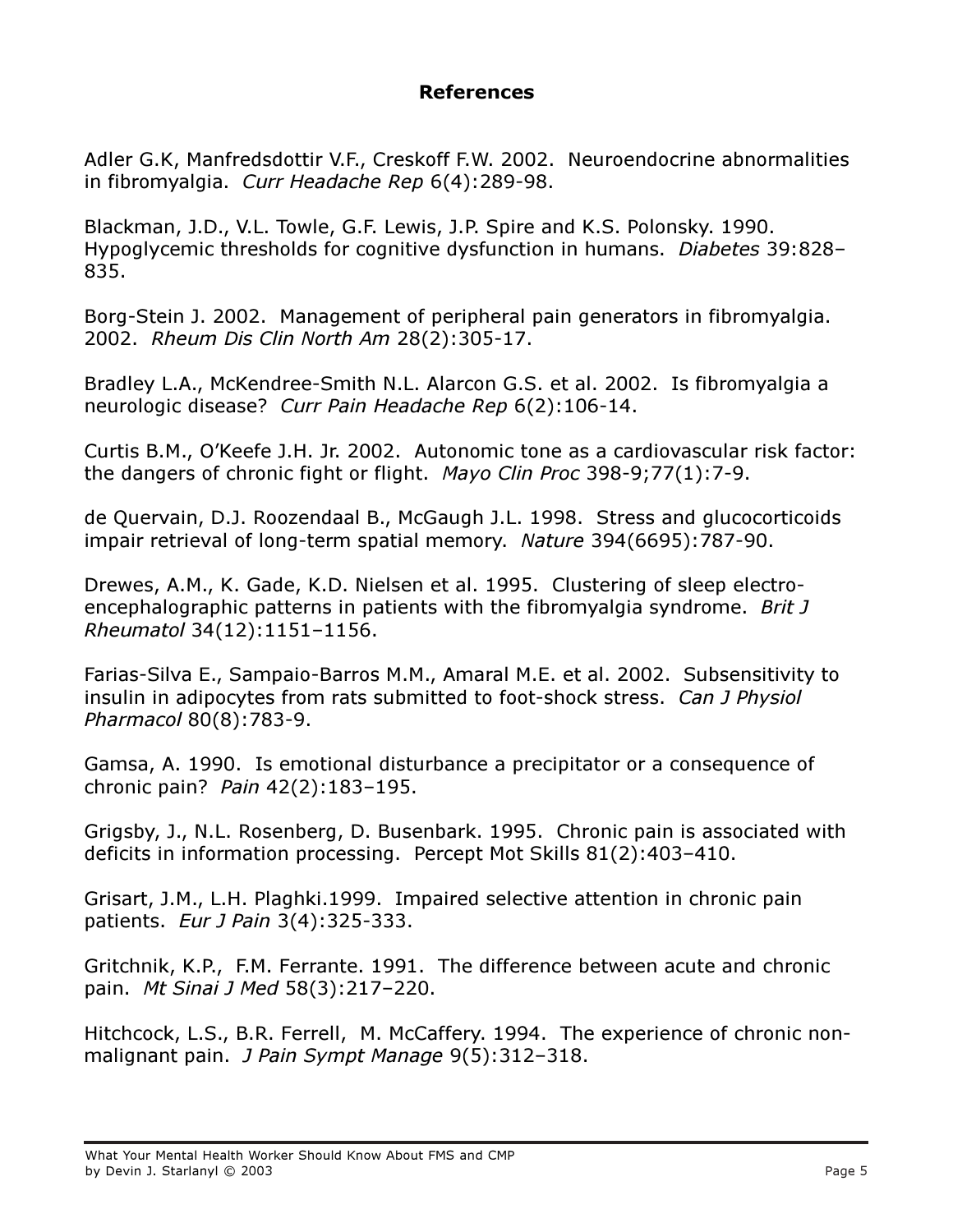## References

Adler G.K, Manfredsdottir V.F., Creskoff F.W. 2002. Neuroendocrine abnormalities in fibromyalgia. *Curr Headache Rep* 6(4):289-98.

Blackman, J.D., V.L. Towle, G.F. Lewis, J.P. Spire and K.S. Polonsky. 1990. Hypoglycemic thresholds for cognitive dysfunction in humans. *Diabetes* 39:828–835.

Borg-Stein J. 2002. Management of peripheral pain generators in fibromyalgia. 2002. *Rheum Dis Clin North Am* 28(2):305-17.

Bradley L.A., McKendree-Smith N.L. Alarcon G.S. et al. 2002. Is fibromyalgia a neurologic disease? *Curr Pain Headache Rep* 6(2):106-14.

Curtis B.M., O'Keefe J.H. Jr. 2002. Autonomic tone as a cardiovascular risk factor: the dangers of chronic fight or flight. *Mayo Clin Proc* 398-9;77(1):7-9.

de Quervain, D.J. Roozendaal B., McGaugh J.L. 1998. Stress and glucocorticoids impair retrieval of long-term spatial memory. *Nature* 394(6695):787-90.

Drewes, A.M., K. Gade, K.D. Nielsen et al. 1995. Clustering of sleep electro-encephalographic patterns in patients with the fibromyalgia syndrome. *Brit J Rheumatol* 34(12):1151–1156.

Farias-Silva E., Sampaio-Barros M.M., Amaral M.E. et al. 2002. Subsensitivity to insulin in adipocytes from rats submitted to foot-shock stress. *Can J Physiol Pharmacol* 80(8):783-9.

Gamsa, A. 1990. Is emotional disturbance a precipitator or a consequence of chronic pain? *Pain* 42(2):183–195.

Grigsby, J., N.L. Rosenberg, D. Busenbark. 1995. Chronic pain is associated with deficits in information processing. Percept Mot Skills 81(2):403–410.

Grisart, J.M., L.H. Plaghki.1999. Impaired selective attention in chronic pain patients. *Eur J Pain* 3(4):325-333.

Gritchnik, K.P., F.M. Ferrante. 1991. The difference between acute and chronic pain. *Mt Sinai J Med* 58(3):217–220.

Hitchcock, L.S., B.R. Ferrell, M. McCaffery. 1994. The experience of chronic non-malignant pain. *J Pain Sympt Manage* 9(5):312–318.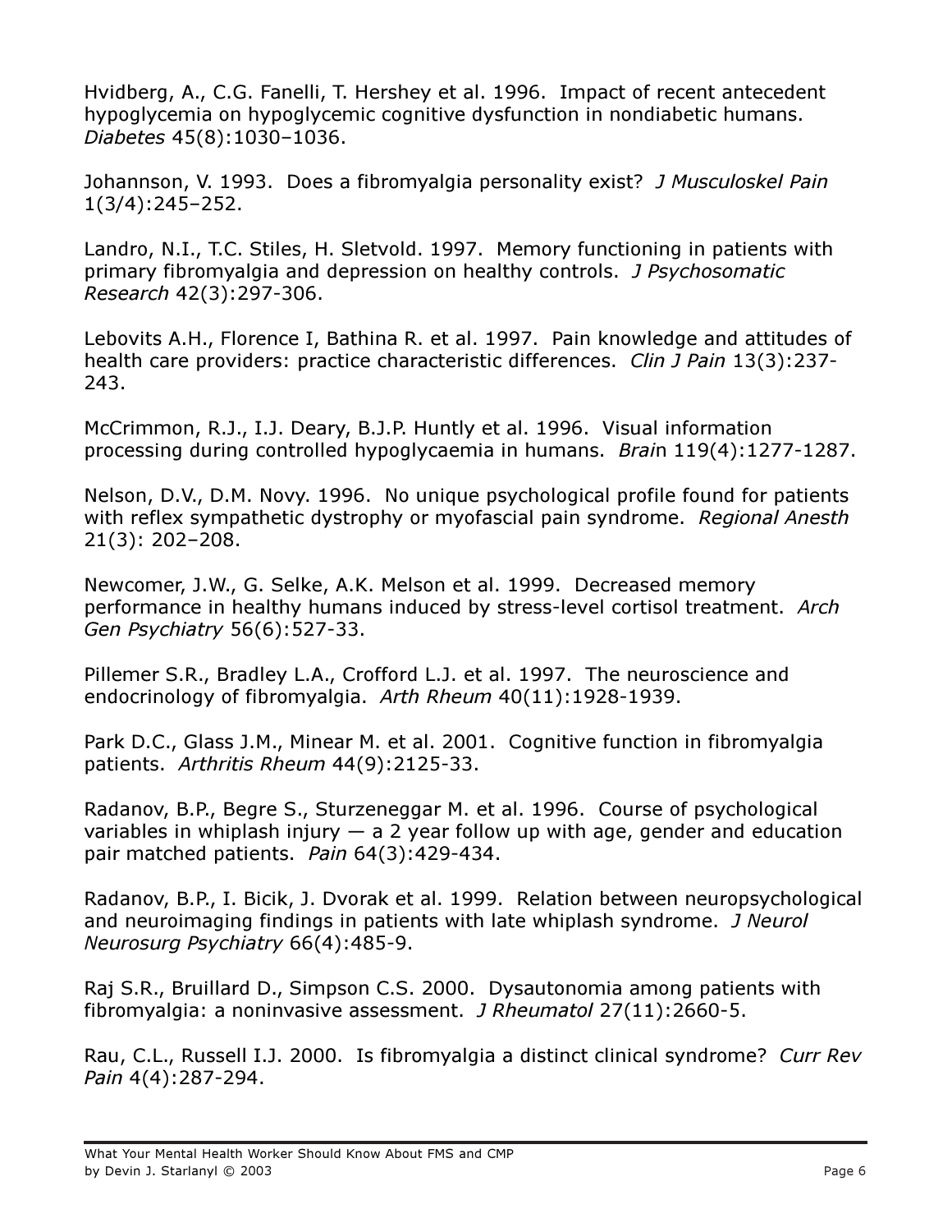Hvidberg, A., C.G. Fanelli, T. Hershey et al. 1996. Impact of recent antecedent hypoglycemia on hypoglycemic cognitive dysfunction in nondiabetic humans. *Diabetes* 45(8):1030–1036.

Johannson, V. 1993. Does a fibromyalgia personality exist? *J Musculoskel Pain* 1(3/4):245–252.

Landro, N.I., T.C. Stiles, H. Sletvold. 1997. Memory functioning in patients with primary fibromyalgia and depression on healthy controls. *J Psychosomatic Research* 42(3):297-306.

Lebovits A.H., Florence I, Bathina R. et al. 1997. Pain knowledge and attitudes of health care providers: practice characteristic differences. *Clin J Pain* 13(3):237-243.

McCrimmon, R.J., I.J. Deary, B.J.P. Huntly et al. 1996. Visual information processing during controlled hypoglycaemia in humans. *Brai*n 119(4):1277-1287.

Nelson, D.V., D.M. Novy. 1996. No unique psychological profile found for patients with reflex sympathetic dystrophy or myofascial pain syndrome. *Regional Anesth* 21(3): 202–208.

Newcomer, J.W., G. Selke, A.K. Melson et al. 1999. Decreased memory performance in healthy humans induced by stress-level cortisol treatment. *Arch Gen Psychiatry* 56(6):527-33.

Pillemer S.R., Bradley L.A., Crofford L.J. et al. 1997. The neuroscience and endocrinology of fibromyalgia. *Arth Rheum* 40(11):1928-1939.

Park D.C., Glass J.M., Minear M. et al. 2001. Cognitive function in fibromyalgia patients. *Arthritis Rheum* 44(9):2125-33.

Radanov, B.P., Begre S., Sturzeneggar M. et al. 1996. Course of psychological variables in whiplash injury — a 2 year follow up with age, gender and education pair matched patients. *Pain* 64(3):429-434.

Radanov, B.P., I. Bicik, J. Dvorak et al. 1999. Relation between neuropsychological and neuroimaging findings in patients with late whiplash syndrome. *J Neurol Neurosurg Psychiatry* 66(4):485-9.

Raj S.R., Bruillard D., Simpson C.S. 2000. Dysautonomia among patients with fibromyalgia: a noninvasive assessment. *J Rheumatol* 27(11):2660-5.

Rau, C.L., Russell I.J. 2000. Is fibromyalgia a distinct clinical syndrome? *Curr Rev Pain* 4(4):287-294.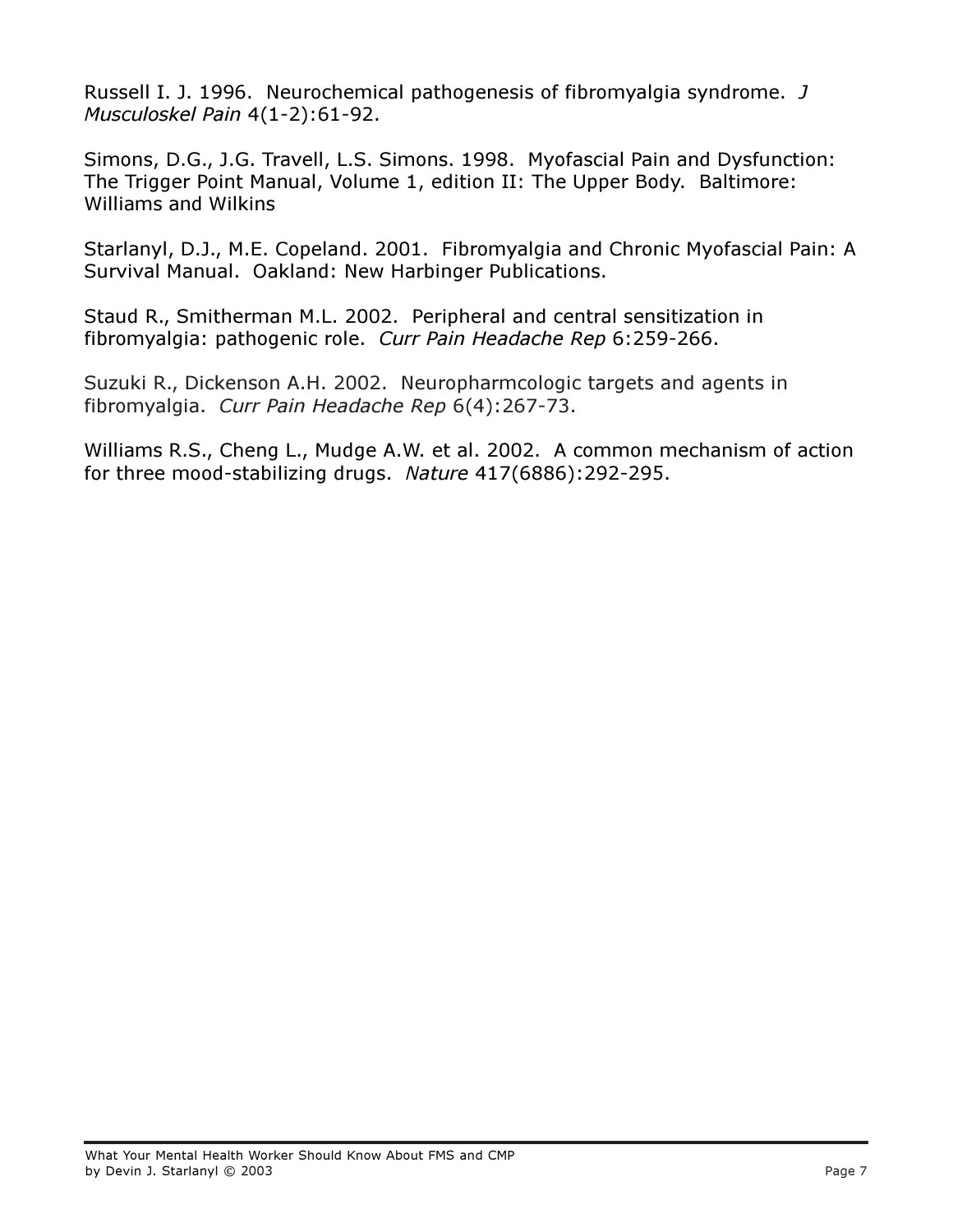Russell I. J. 1996. Neurochemical pathogenesis of fibromyalgia syndrome. *J Musculoskel Pain* 4(1-2):61-92.

Simons, D.G., J.G. Travell, L.S. Simons. 1998. Myofascial Pain and Dysfunction: The Trigger Point Manual, Volume 1, edition II: The Upper Body. Baltimore: Williams and Wilkins

Starlanyl, D.J., M.E. Copeland. 2001. Fibromyalgia and Chronic Myofascial Pain: A Survival Manual. Oakland: New Harbinger Publications.

Staud R., Smitherman M.L. 2002. Peripheral and central sensitization in fibromyalgia: pathogenic role. *Curr Pain Headache Rep* 6:259-266.

Suzuki R., Dickenson A.H. 2002. Neuropharmcologic targets and agents in fibromyalgia. *Curr Pain Headache Rep* 6(4):267-73.

Williams R.S., Cheng L., Mudge A.W. et al. 2002. A common mechanism of action for three mood-stabilizing drugs. *Nature* 417(6886):292-295.